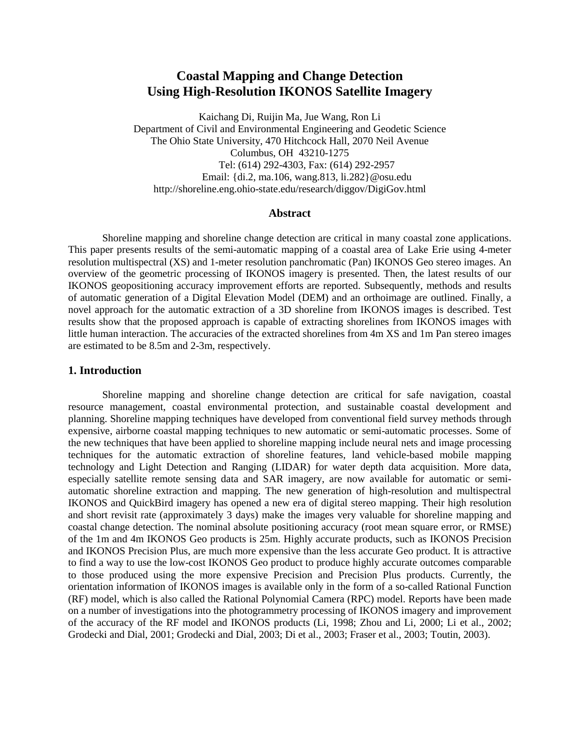# Coastal Mapping and Change Detection Using High-Resolution IKONOS Satellite Imagery

Kaichang Di, Ruijin Ma, Jue Wang, Ron Li
Department of Civil and Environmental Engineering and Geodetic Science
The Ohio State University, 470 Hitchcock Hall, 2070 Neil Avenue
Columbus, OH 43210-1275
Tel: (614) 292-4303, Fax: (614) 292-2957
Email: {di.2, ma.106, wang.813, li.282}@osu.edu
http://shoreline.eng.ohio-state.edu/research/diggov/DigiGov.html

## Abstract

Shoreline mapping and shoreline change detection are critical in many coastal zone applications. This paper presents results of the semi-automatic mapping of a coastal area of Lake Erie using 4-meter resolution multispectral (XS) and 1-meter resolution panchromatic (Pan) IKONOS Geo stereo images. An overview of the geometric processing of IKONOS imagery is presented. Then, the latest results of our IKONOS geopositioning accuracy improvement efforts are reported. Subsequently, methods and results of automatic generation of a Digital Elevation Model (DEM) and an orthoimage are outlined. Finally, a novel approach for the automatic extraction of a 3D shoreline from IKONOS images is described. Test results show that the proposed approach is capable of extracting shorelines from IKONOS images with little human interaction. The accuracies of the extracted shorelines from 4m XS and 1m Pan stereo images are estimated to be 8.5m and 2-3m, respectively.

## 1. Introduction

Shoreline mapping and shoreline change detection are critical for safe navigation, coastal resource management, coastal environmental protection, and sustainable coastal development and planning. Shoreline mapping techniques have developed from conventional field survey methods through expensive, airborne coastal mapping techniques to new automatic or semi-automatic processes. Some of the new techniques that have been applied to shoreline mapping include neural nets and image processing techniques for the automatic extraction of shoreline features, land vehicle-based mobile mapping technology and Light Detection and Ranging (LIDAR) for water depth data acquisition. More data, especially satellite remote sensing data and SAR imagery, are now available for automatic or semi-automatic shoreline extraction and mapping. The new generation of high-resolution and multispectral IKONOS and QuickBird imagery has opened a new era of digital stereo mapping. Their high resolution and short revisit rate (approximately 3 days) make the images very valuable for shoreline mapping and coastal change detection. The nominal absolute positioning accuracy (root mean square error, or RMSE) of the 1m and 4m IKONOS Geo products is 25m. Highly accurate products, such as IKONOS Precision and IKONOS Precision Plus, are much more expensive than the less accurate Geo product. It is attractive to find a way to use the low-cost IKONOS Geo product to produce highly accurate outcomes comparable to those produced using the more expensive Precision and Precision Plus products. Currently, the orientation information of IKONOS images is available only in the form of a so-called Rational Function (RF) model, which is also called the Rational Polynomial Camera (RPC) model. Reports have been made on a number of investigations into the photogrammetry processing of IKONOS imagery and improvement of the accuracy of the RF model and IKONOS products (Li, 1998; Zhou and Li, 2000; Li et al., 2002; Grodecki and Dial, 2001; Grodecki and Dial, 2003; Di et al., 2003; Fraser et al., 2003; Toutin, 2003).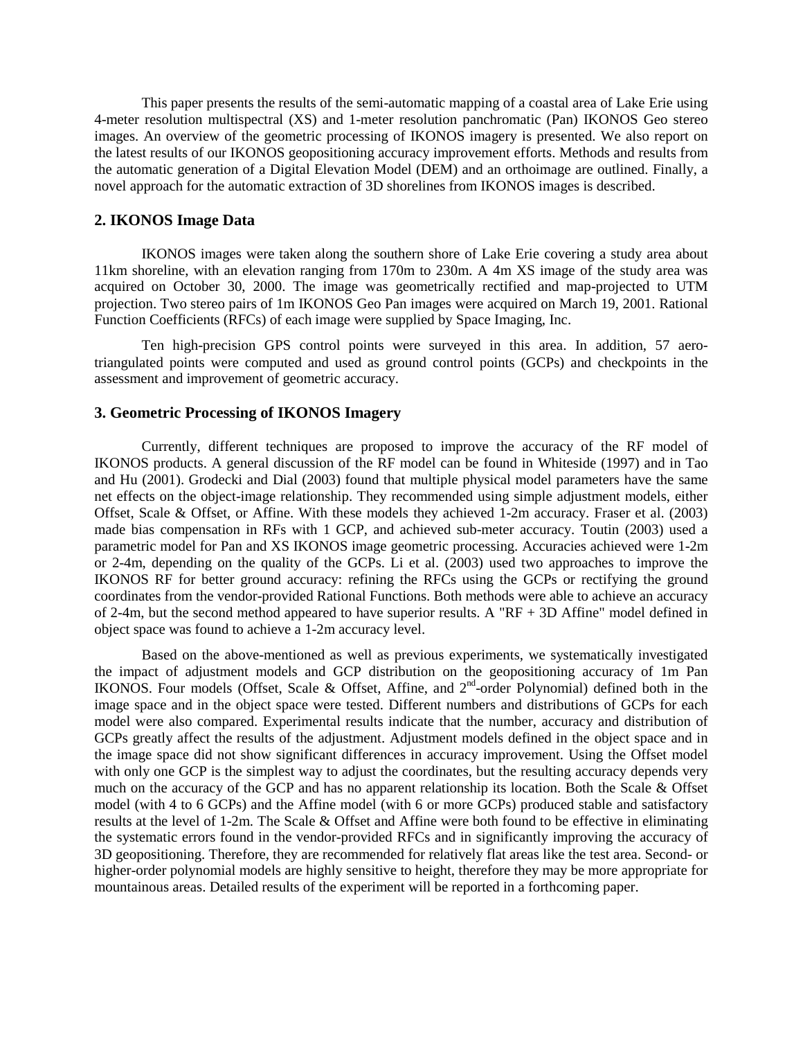This paper presents the results of the semi-automatic mapping of a coastal area of Lake Erie using 4-meter resolution multispectral (XS) and 1-meter resolution panchromatic (Pan) IKONOS Geo stereo images. An overview of the geometric processing of IKONOS imagery is presented. We also report on the latest results of our IKONOS geopositioning accuracy improvement efforts. Methods and results from the automatic generation of a Digital Elevation Model (DEM) and an orthoimage are outlined. Finally, a novel approach for the automatic extraction of 3D shorelines from IKONOS images is described.

## 2. IKONOS Image Data

IKONOS images were taken along the southern shore of Lake Erie covering a study area about 11km shoreline, with an elevation ranging from 170m to 230m. A 4m XS image of the study area was acquired on October 30, 2000. The image was geometrically rectified and map-projected to UTM projection. Two stereo pairs of 1m IKONOS Geo Pan images were acquired on March 19, 2001. Rational Function Coefficients (RFCs) of each image were supplied by Space Imaging, Inc.

Ten high-precision GPS control points were surveyed in this area. In addition, 57 aero-triangulated points were computed and used as ground control points (GCPs) and checkpoints in the assessment and improvement of geometric accuracy.

## 3. Geometric Processing of IKONOS Imagery

Currently, different techniques are proposed to improve the accuracy of the RF model of IKONOS products. A general discussion of the RF model can be found in Whiteside (1997) and in Tao and Hu (2001). Grodecki and Dial (2003) found that multiple physical model parameters have the same net effects on the object-image relationship. They recommended using simple adjustment models, either Offset, Scale & Offset, or Affine. With these models they achieved 1-2m accuracy. Fraser et al. (2003) made bias compensation in RFs with 1 GCP, and achieved sub-meter accuracy. Toutin (2003) used a parametric model for Pan and XS IKONOS image geometric processing. Accuracies achieved were 1-2m or 2-4m, depending on the quality of the GCPs. Li et al. (2003) used two approaches to improve the IKONOS RF for better ground accuracy: refining the RFCs using the GCPs or rectifying the ground coordinates from the vendor-provided Rational Functions. Both methods were able to achieve an accuracy of 2-4m, but the second method appeared to have superior results. A "RF + 3D Affine" model defined in object space was found to achieve a 1-2m accuracy level.

Based on the above-mentioned as well as previous experiments, we systematically investigated the impact of adjustment models and GCP distribution on the geopositioning accuracy of 1m Pan IKONOS. Four models (Offset, Scale & Offset, Affine, and $2^{nd}$-order Polynomial) defined both in the image space and in the object space were tested. Different numbers and distributions of GCPs for each model were also compared. Experimental results indicate that the number, accuracy and distribution of GCPs greatly affect the results of the adjustment. Adjustment models defined in the object space and in the image space did not show significant differences in accuracy improvement. Using the Offset model with only one GCP is the simplest way to adjust the coordinates, but the resulting accuracy depends very much on the accuracy of the GCP and has no apparent relationship its location. Both the Scale & Offset model (with 4 to 6 GCPs) and the Affine model (with 6 or more GCPs) produced stable and satisfactory results at the level of 1-2m. The Scale & Offset and Affine were both found to be effective in eliminating the systematic errors found in the vendor-provided RFCs and in significantly improving the accuracy of 3D geopositioning. Therefore, they are recommended for relatively flat areas like the test area. Second- or higher-order polynomial models are highly sensitive to height, therefore they may be more appropriate for mountainous areas. Detailed results of the experiment will be reported in a forthcoming paper.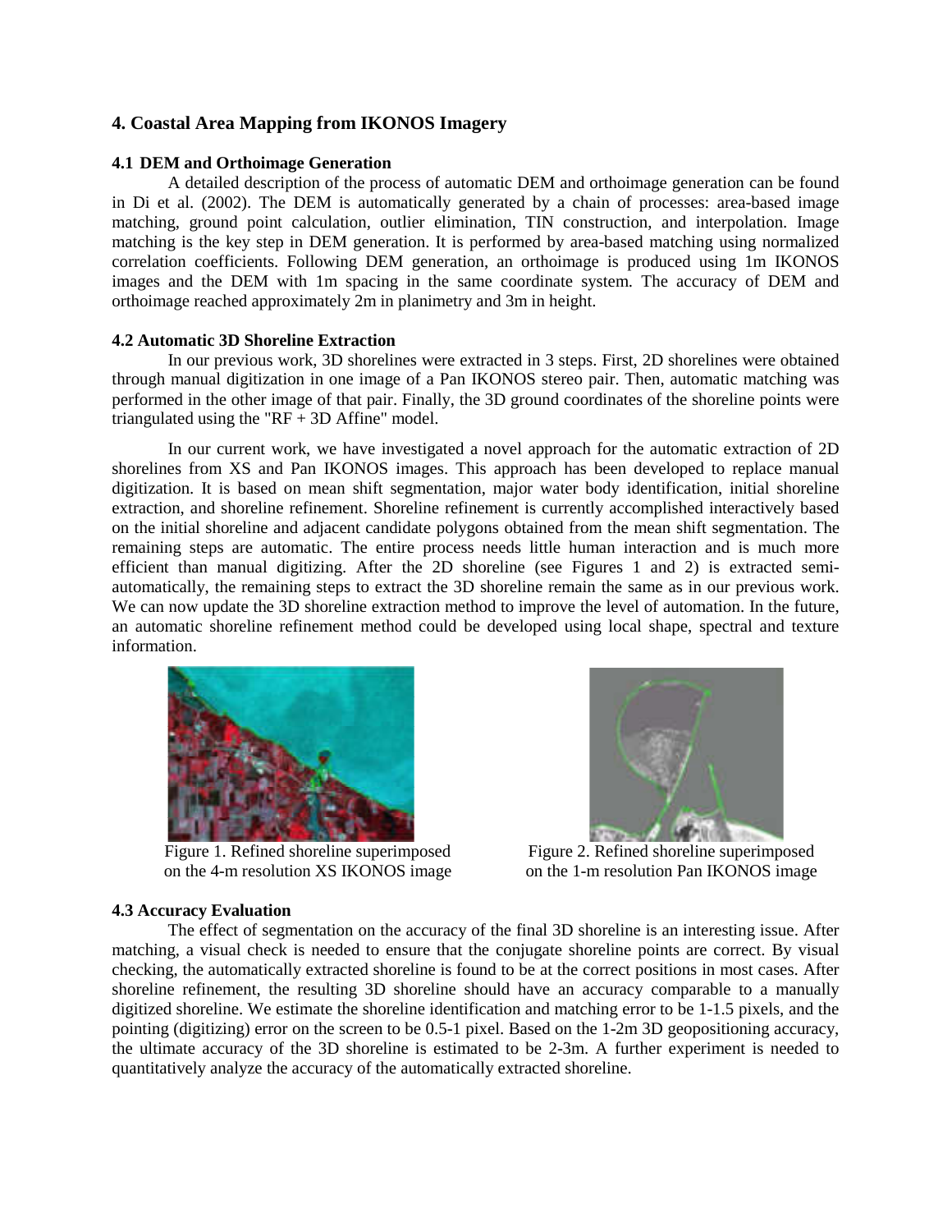## 4. Coastal Area Mapping from IKONOS Imagery

### 4.1 DEM and Orthoimage Generation

A detailed description of the process of automatic DEM and orthoimage generation can be found in Di et al. (2002). The DEM is automatically generated by a chain of processes: area-based image matching, ground point calculation, outlier elimination, TIN construction, and interpolation. Image matching is the key step in DEM generation. It is performed by area-based matching using normalized correlation coefficients. Following DEM generation, an orthoimage is produced using 1m IKONOS images and the DEM with 1m spacing in the same coordinate system. The accuracy of DEM and orthoimage reached approximately 2m in planimetry and 3m in height.

### 4.2 Automatic 3D Shoreline Extraction

In our previous work, 3D shorelines were extracted in 3 steps. First, 2D shorelines were obtained through manual digitization in one image of a Pan IKONOS stereo pair. Then, automatic matching was performed in the other image of that pair. Finally, the 3D ground coordinates of the shoreline points were triangulated using the "RF + 3D Affine" model.

In our current work, we have investigated a novel approach for the automatic extraction of 2D shorelines from XS and Pan IKONOS images. This approach has been developed to replace manual digitization. It is based on mean shift segmentation, major water body identification, initial shoreline extraction, and shoreline refinement. Shoreline refinement is currently accomplished interactively based on the initial shoreline and adjacent candidate polygons obtained from the mean shift segmentation. The remaining steps are automatic. The entire process needs little human interaction and is much more efficient than manual digitizing. After the 2D shoreline (see Figures 1 and 2) is extracted semi-automatically, the remaining steps to extract the 3D shoreline remain the same as in our previous work. We can now update the 3D shoreline extraction method to improve the level of automation. In the future, an automatic shoreline refinement method could be developed using local shape, spectral and texture information.

Figure 1. Refined shoreline superimposed on the 4-m resolution XS IKONOS image

Figure 2. Refined shoreline superimposed on the 1-m resolution Pan IKONOS image

### 4.3 Accuracy Evaluation

The effect of segmentation on the accuracy of the final 3D shoreline is an interesting issue. After matching, a visual check is needed to ensure that the conjugate shoreline points are correct. By visual checking, the automatically extracted shoreline is found to be at the correct positions in most cases. After shoreline refinement, the resulting 3D shoreline should have an accuracy comparable to a manually digitized shoreline. We estimate the shoreline identification and matching error to be 1-1.5 pixels, and the pointing (digitizing) error on the screen to be 0.5-1 pixel. Based on the 1-2m 3D geopositioning accuracy, the ultimate accuracy of the 3D shoreline is estimated to be 2-3m. A further experiment is needed to quantitatively analyze the accuracy of the automatically extracted shoreline.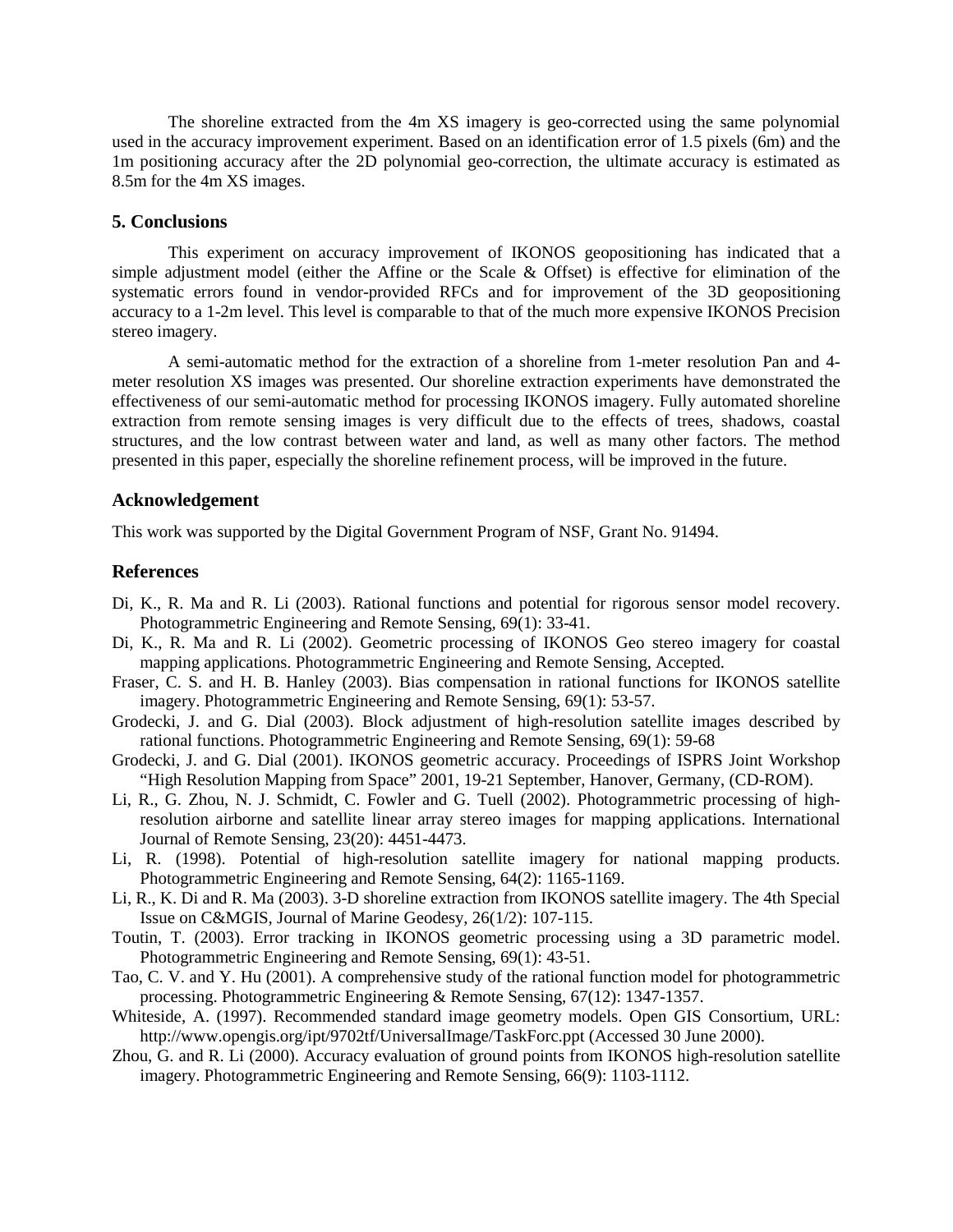The shoreline extracted from the 4m XS imagery is geo-corrected using the same polynomial used in the accuracy improvement experiment. Based on an identification error of 1.5 pixels (6m) and the 1m positioning accuracy after the 2D polynomial geo-correction, the ultimate accuracy is estimated as 8.5m for the 4m XS images.

## 5. Conclusions

This experiment on accuracy improvement of IKONOS geopositioning has indicated that a simple adjustment model (either the Affine or the Scale & Offset) is effective for elimination of the systematic errors found in vendor-provided RFCs and for improvement of the 3D geopositioning accuracy to a 1-2m level. This level is comparable to that of the much more expensive IKONOS Precision stereo imagery.

A semi-automatic method for the extraction of a shoreline from 1-meter resolution Pan and 4-meter resolution XS images was presented. Our shoreline extraction experiments have demonstrated the effectiveness of our semi-automatic method for processing IKONOS imagery. Fully automated shoreline extraction from remote sensing images is very difficult due to the effects of trees, shadows, coastal structures, and the low contrast between water and land, as well as many other factors. The method presented in this paper, especially the shoreline refinement process, will be improved in the future.

## Acknowledgement

This work was supported by the Digital Government Program of NSF, Grant No. 91494.

## References

Di, K., R. Ma and R. Li (2003). Rational functions and potential for rigorous sensor model recovery. Photogrammetric Engineering and Remote Sensing, 69(1): 33-41.

Di, K., R. Ma and R. Li (2002). Geometric processing of IKONOS Geo stereo imagery for coastal mapping applications. Photogrammetric Engineering and Remote Sensing, Accepted.

Fraser, C. S. and H. B. Hanley (2003). Bias compensation in rational functions for IKONOS satellite imagery. Photogrammetric Engineering and Remote Sensing, 69(1): 53-57.

Grodecki, J. and G. Dial (2003). Block adjustment of high-resolution satellite images described by rational functions. Photogrammetric Engineering and Remote Sensing, 69(1): 59-68

Grodecki, J. and G. Dial (2001). IKONOS geometric accuracy. Proceedings of ISPRS Joint Workshop "High Resolution Mapping from Space" 2001, 19-21 September, Hanover, Germany, (CD-ROM).

Li, R., G. Zhou, N. J. Schmidt, C. Fowler and G. Tuell (2002). Photogrammetric processing of high-resolution airborne and satellite linear array stereo images for mapping applications. International Journal of Remote Sensing, 23(20): 4451-4473.

Li, R. (1998). Potential of high-resolution satellite imagery for national mapping products. Photogrammetric Engineering and Remote Sensing, 64(2): 1165-1169.

Li, R., K. Di and R. Ma (2003). 3-D shoreline extraction from IKONOS satellite imagery. The 4th Special Issue on C&MGIS, Journal of Marine Geodesy, 26(1/2): 107-115.

Toutin, T. (2003). Error tracking in IKONOS geometric processing using a 3D parametric model. Photogrammetric Engineering and Remote Sensing, 69(1): 43-51.

Tao, C. V. and Y. Hu (2001). A comprehensive study of the rational function model for photogrammetric processing. Photogrammetric Engineering & Remote Sensing, 67(12): 1347-1357.

Whiteside, A. (1997). Recommended standard image geometry models. Open GIS Consortium, URL: http://www.opengis.org/ipt/9702tf/UniversalImage/TaskForc.ppt (Accessed 30 June 2000).

Zhou, G. and R. Li (2000). Accuracy evaluation of ground points from IKONOS high-resolution satellite imagery. Photogrammetric Engineering and Remote Sensing, 66(9): 1103-1112.